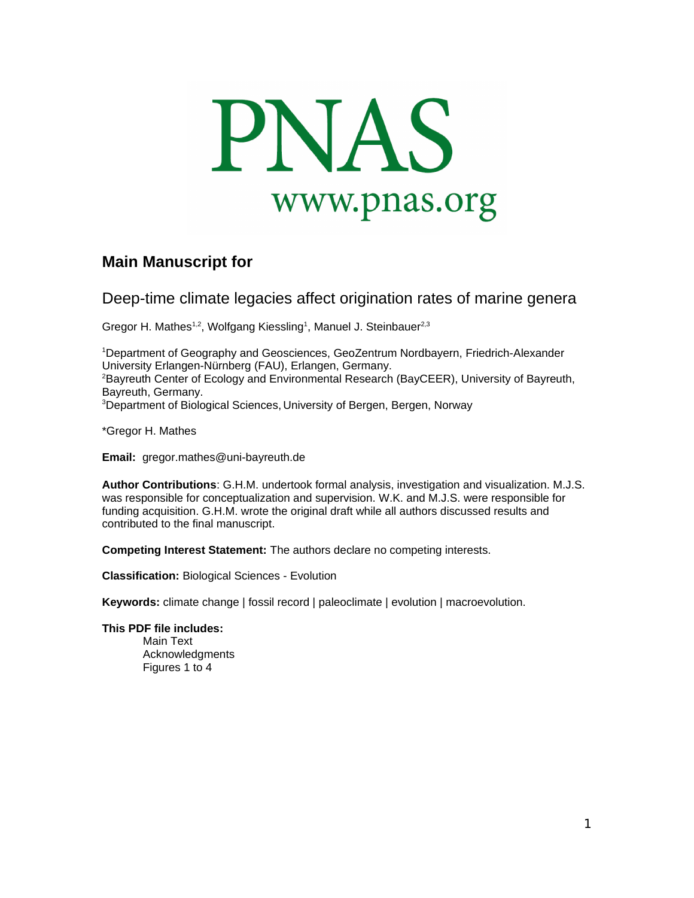PNAS

www.pnas.org

## Main Manuscript for

# Deep-time climate legacies affect origination rates of marine genera

Gregor H. Mathes[1,2], Wolfgang Kiessling[1], Manuel J. Steinbauer[2,3]

[1]Department of Geography and Geosciences, GeoZentrum Nordbayern, Friedrich-Alexander University Erlangen-Nürnberg (FAU), Erlangen, Germany.
[2]Bayreuth Center of Ecology and Environmental Research (BayCEER), University of Bayreuth, Bayreuth, Germany.
[3]Department of Biological Sciences, University of Bergen, Bergen, Norway

*Gregor H. Mathes

**Email:** gregor.mathes@uni-bayreuth.de

**Author Contributions**: G.H.M. undertook formal analysis, investigation and visualization. M.J.S. was responsible for conceptualization and supervision. W.K. and M.J.S. were responsible for funding acquisition. G.H.M. wrote the original draft while all authors discussed results and contributed to the final manuscript.

**Competing Interest Statement:** The authors declare no competing interests.

**Classification:** Biological Sciences - Evolution

**Keywords:** climate change | fossil record | paleoclimate | evolution | macroevolution.

**This PDF file includes:**

- Main Text
- Acknowledgments
- Figures 1 to 4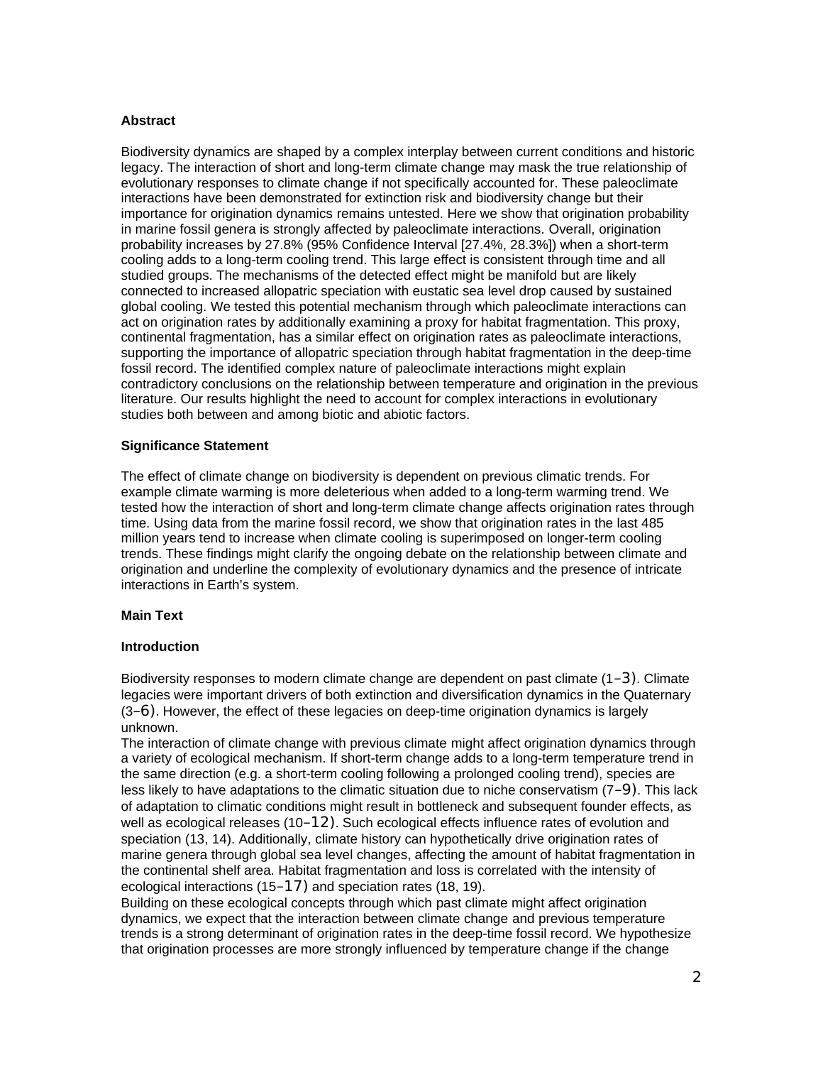### Abstract

Biodiversity dynamics are shaped by a complex interplay between current conditions and historic legacy. The interaction of short and long-term climate change may mask the true relationship of evolutionary responses to climate change if not specifically accounted for. These paleoclimate interactions have been demonstrated for extinction risk and biodiversity change but their importance for origination dynamics remains untested. Here we show that origination probability in marine fossil genera is strongly affected by paleoclimate interactions. Overall, origination probability increases by 27.8% (95% Confidence Interval [27.4%, 28.3%]) when a short-term cooling adds to a long-term cooling trend. This large effect is consistent through time and all studied groups. The mechanisms of the detected effect might be manifold but are likely connected to increased allopatric speciation with eustatic sea level drop caused by sustained global cooling. We tested this potential mechanism through which paleoclimate interactions can act on origination rates by additionally examining a proxy for habitat fragmentation. This proxy, continental fragmentation, has a similar effect on origination rates as paleoclimate interactions, supporting the importance of allopatric speciation through habitat fragmentation in the deep-time fossil record. The identified complex nature of paleoclimate interactions might explain contradictory conclusions on the relationship between temperature and origination in the previous literature. Our results highlight the need to account for complex interactions in evolutionary studies both between and among biotic and abiotic factors.

### Significance Statement

The effect of climate change on biodiversity is dependent on previous climatic trends. For example climate warming is more deleterious when added to a long-term warming trend. We tested how the interaction of short and long-term climate change affects origination rates through time. Using data from the marine fossil record, we show that origination rates in the last 485 million years tend to increase when climate cooling is superimposed on longer-term cooling trends. These findings might clarify the ongoing debate on the relationship between climate and origination and underline the complexity of evolutionary dynamics and the presence of intricate interactions in Earth's system.

## Main Text

### Introduction

Biodiversity responses to modern climate change are dependent on past climate (1–3). Climate legacies were important drivers of both extinction and diversification dynamics in the Quaternary (3–6). However, the effect of these legacies on deep-time origination dynamics is largely unknown.

The interaction of climate change with previous climate might affect origination dynamics through a variety of ecological mechanism. If short-term change adds to a long-term temperature trend in the same direction (e.g. a short-term cooling following a prolonged cooling trend), species are less likely to have adaptations to the climatic situation due to niche conservatism (7–9). This lack of adaptation to climatic conditions might result in bottleneck and subsequent founder effects, as well as ecological releases (10–12). Such ecological effects influence rates of evolution and speciation (13, 14). Additionally, climate history can hypothetically drive origination rates of marine genera through global sea level changes, affecting the amount of habitat fragmentation in the continental shelf area. Habitat fragmentation and loss is correlated with the intensity of ecological interactions (15–17) and speciation rates (18, 19).

Building on these ecological concepts through which past climate might affect origination dynamics, we expect that the interaction between climate change and previous temperature trends is a strong determinant of origination rates in the deep-time fossil record. We hypothesize that origination processes are more strongly influenced by temperature change if the change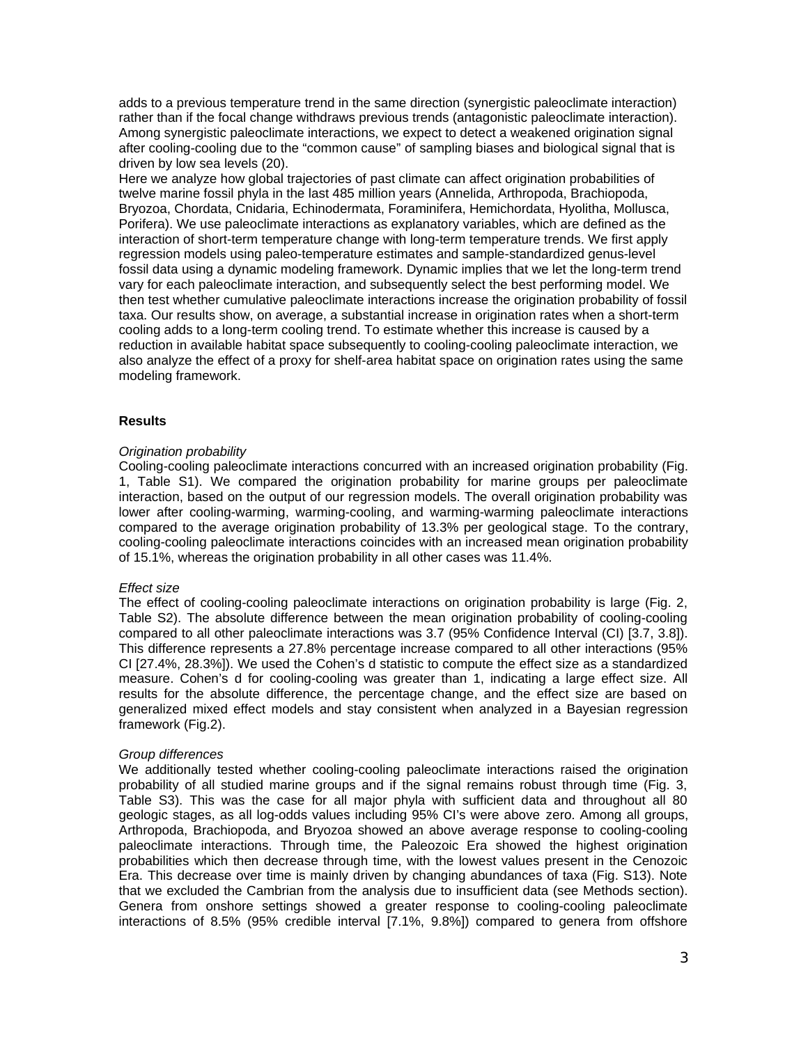adds to a previous temperature trend in the same direction (synergistic paleoclimate interaction) rather than if the focal change withdraws previous trends (antagonistic paleoclimate interaction). Among synergistic paleoclimate interactions, we expect to detect a weakened origination signal after cooling-cooling due to the "common cause" of sampling biases and biological signal that is driven by low sea levels (20).

Here we analyze how global trajectories of past climate can affect origination probabilities of twelve marine fossil phyla in the last 485 million years (Annelida, Arthropoda, Brachiopoda, Bryozoa, Chordata, Cnidaria, Echinodermata, Foraminifera, Hemichordata, Hyolitha, Mollusca, Porifera). We use paleoclimate interactions as explanatory variables, which are defined as the interaction of short-term temperature change with long-term temperature trends. We first apply regression models using paleo-temperature estimates and sample-standardized genus-level fossil data using a dynamic modeling framework. Dynamic implies that we let the long-term trend vary for each paleoclimate interaction, and subsequently select the best performing model. We then test whether cumulative paleoclimate interactions increase the origination probability of fossil taxa. Our results show, on average, a substantial increase in origination rates when a short-term cooling adds to a long-term cooling trend. To estimate whether this increase is caused by a reduction in available habitat space subsequently to cooling-cooling paleoclimate interaction, we also analyze the effect of a proxy for shelf-area habitat space on origination rates using the same modeling framework.

## Results

*Origination probability*

Cooling-cooling paleoclimate interactions concurred with an increased origination probability (Fig. 1, Table S1). We compared the origination probability for marine groups per paleoclimate interaction, based on the output of our regression models. The overall origination probability was lower after cooling-warming, warming-cooling, and warming-warming paleoclimate interactions compared to the average origination probability of 13.3% per geological stage. To the contrary, cooling-cooling paleoclimate interactions coincides with an increased mean origination probability of 15.1%, whereas the origination probability in all other cases was 11.4%.

*Effect size*

The effect of cooling-cooling paleoclimate interactions on origination probability is large (Fig. 2, Table S2). The absolute difference between the mean origination probability of cooling-cooling compared to all other paleoclimate interactions was 3.7 (95% Confidence Interval (CI) [3.7, 3.8]). This difference represents a 27.8% percentage increase compared to all other interactions (95% CI [27.4%, 28.3%]). We used the Cohen's d statistic to compute the effect size as a standardized measure. Cohen's d for cooling-cooling was greater than 1, indicating a large effect size. All results for the absolute difference, the percentage change, and the effect size are based on generalized mixed effect models and stay consistent when analyzed in a Bayesian regression framework (Fig.2).

*Group differences*

We additionally tested whether cooling-cooling paleoclimate interactions raised the origination probability of all studied marine groups and if the signal remains robust through time (Fig. 3, Table S3). This was the case for all major phyla with sufficient data and throughout all 80 geologic stages, as all log-odds values including 95% CI's were above zero. Among all groups, Arthropoda, Brachiopoda, and Bryozoa showed an above average response to cooling-cooling paleoclimate interactions. Through time, the Paleozoic Era showed the highest origination probabilities which then decrease through time, with the lowest values present in the Cenozoic Era. This decrease over time is mainly driven by changing abundances of taxa (Fig. S13). Note that we excluded the Cambrian from the analysis due to insufficient data (see Methods section). Genera from onshore settings showed a greater response to cooling-cooling paleoclimate interactions of 8.5% (95% credible interval [7.1%, 9.8%]) compared to genera from offshore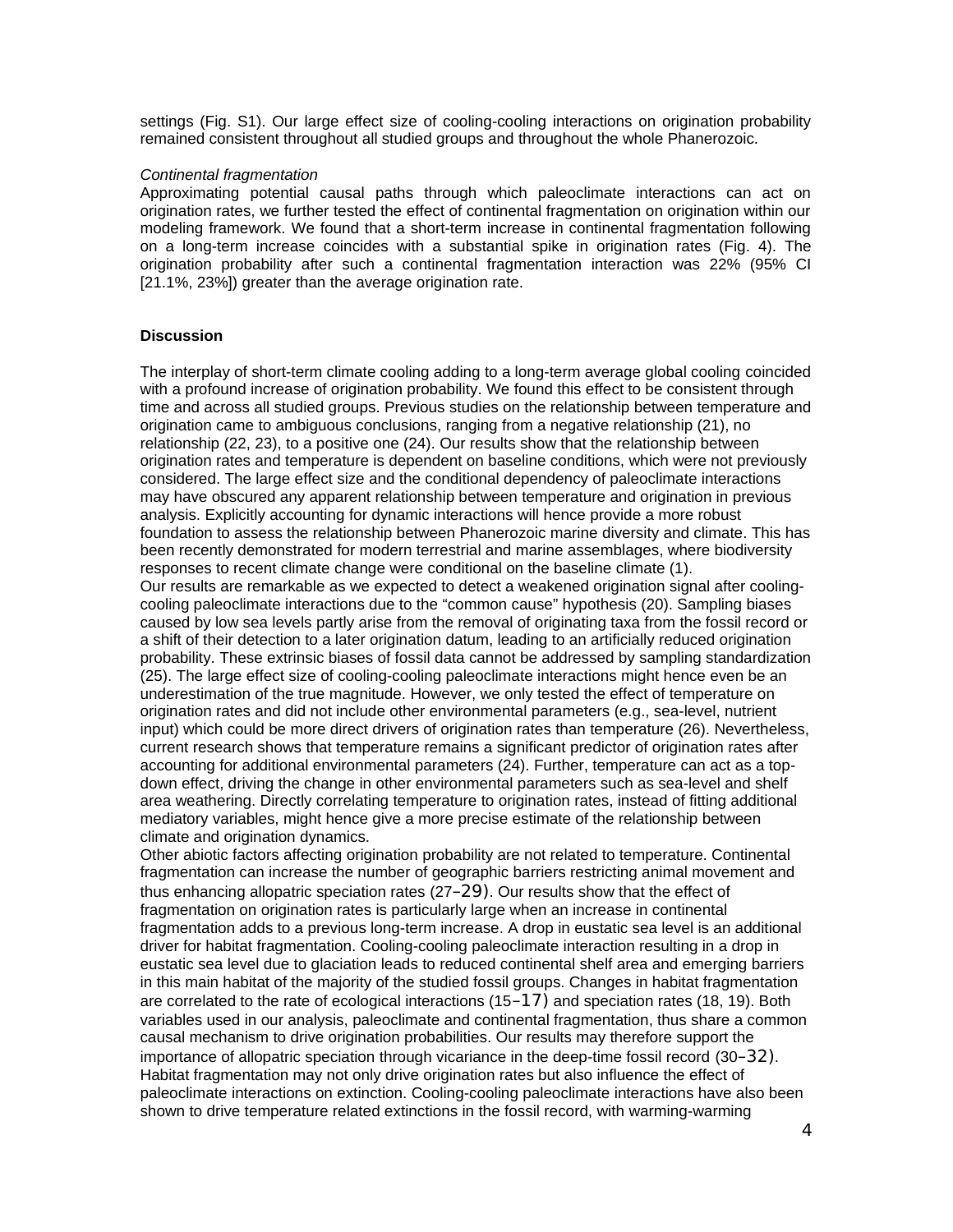settings (Fig. S1). Our large effect size of cooling-cooling interactions on origination probability remained consistent throughout all studied groups and throughout the whole Phanerozoic.

*Continental fragmentation*

Approximating potential causal paths through which paleoclimate interactions can act on origination rates, we further tested the effect of continental fragmentation on origination within our modeling framework. We found that a short-term increase in continental fragmentation following on a long-term increase coincides with a substantial spike in origination rates (Fig. 4). The origination probability after such a continental fragmentation interaction was 22% (95% CI [21.1%, 23%]) greater than the average origination rate.

**Discussion**

The interplay of short-term climate cooling adding to a long-term average global cooling coincided with a profound increase of origination probability. We found this effect to be consistent through time and across all studied groups. Previous studies on the relationship between temperature and origination came to ambiguous conclusions, ranging from a negative relationship (21), no relationship (22, 23), to a positive one (24). Our results show that the relationship between origination rates and temperature is dependent on baseline conditions, which were not previously considered. The large effect size and the conditional dependency of paleoclimate interactions may have obscured any apparent relationship between temperature and origination in previous analysis. Explicitly accounting for dynamic interactions will hence provide a more robust foundation to assess the relationship between Phanerozoic marine diversity and climate. This has been recently demonstrated for modern terrestrial and marine assemblages, where biodiversity responses to recent climate change were conditional on the baseline climate (1).

Our results are remarkable as we expected to detect a weakened origination signal after cooling-cooling paleoclimate interactions due to the "common cause" hypothesis (20). Sampling biases caused by low sea levels partly arise from the removal of originating taxa from the fossil record or a shift of their detection to a later origination datum, leading to an artificially reduced origination probability. These extrinsic biases of fossil data cannot be addressed by sampling standardization (25). The large effect size of cooling-cooling paleoclimate interactions might hence even be an underestimation of the true magnitude. However, we only tested the effect of temperature on origination rates and did not include other environmental parameters (e.g., sea-level, nutrient input) which could be more direct drivers of origination rates than temperature (26). Nevertheless, current research shows that temperature remains a significant predictor of origination rates after accounting for additional environmental parameters (24). Further, temperature can act as a top-down effect, driving the change in other environmental parameters such as sea-level and shelf area weathering. Directly correlating temperature to origination rates, instead of fitting additional mediatory variables, might hence give a more precise estimate of the relationship between climate and origination dynamics.

Other abiotic factors affecting origination probability are not related to temperature. Continental fragmentation can increase the number of geographic barriers restricting animal movement and thus enhancing allopatric speciation rates (27–29). Our results show that the effect of fragmentation on origination rates is particularly large when an increase in continental fragmentation adds to a previous long-term increase. A drop in eustatic sea level is an additional driver for habitat fragmentation. Cooling-cooling paleoclimate interaction resulting in a drop in eustatic sea level due to glaciation leads to reduced continental shelf area and emerging barriers in this main habitat of the majority of the studied fossil groups. Changes in habitat fragmentation are correlated to the rate of ecological interactions (15–17) and speciation rates (18, 19). Both variables used in our analysis, paleoclimate and continental fragmentation, thus share a common causal mechanism to drive origination probabilities. Our results may therefore support the importance of allopatric speciation through vicariance in the deep-time fossil record (30–32). Habitat fragmentation may not only drive origination rates but also influence the effect of paleoclimate interactions on extinction. Cooling-cooling paleoclimate interactions have also been shown to drive temperature related extinctions in the fossil record, with warming-warming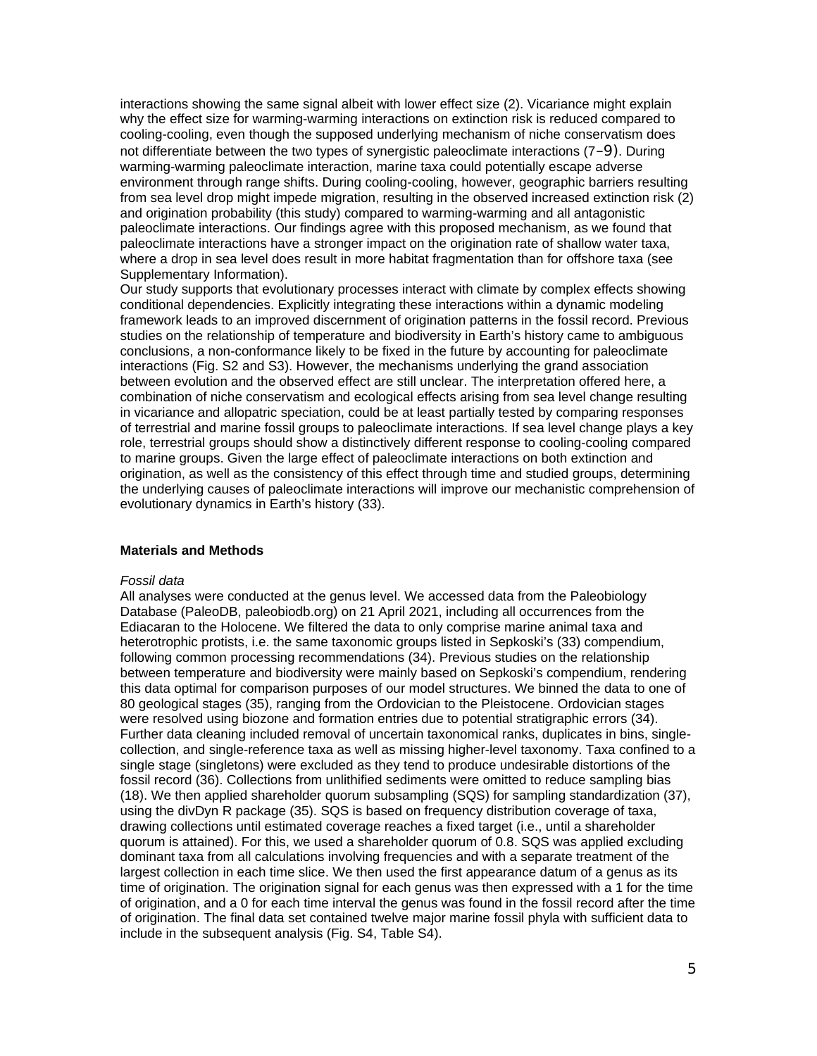interactions showing the same signal albeit with lower effect size (2). Vicariance might explain why the effect size for warming-warming interactions on extinction risk is reduced compared to cooling-cooling, even though the supposed underlying mechanism of niche conservatism does not differentiate between the two types of synergistic paleoclimate interactions (7–9). During warming-warming paleoclimate interaction, marine taxa could potentially escape adverse environment through range shifts. During cooling-cooling, however, geographic barriers resulting from sea level drop might impede migration, resulting in the observed increased extinction risk (2) and origination probability (this study) compared to warming-warming and all antagonistic paleoclimate interactions. Our findings agree with this proposed mechanism, as we found that paleoclimate interactions have a stronger impact on the origination rate of shallow water taxa, where a drop in sea level does result in more habitat fragmentation than for offshore taxa (see Supplementary Information).

Our study supports that evolutionary processes interact with climate by complex effects showing conditional dependencies. Explicitly integrating these interactions within a dynamic modeling framework leads to an improved discernment of origination patterns in the fossil record. Previous studies on the relationship of temperature and biodiversity in Earth's history came to ambiguous conclusions, a non-conformance likely to be fixed in the future by accounting for paleoclimate interactions (Fig. S2 and S3). However, the mechanisms underlying the grand association between evolution and the observed effect are still unclear. The interpretation offered here, a combination of niche conservatism and ecological effects arising from sea level change resulting in vicariance and allopatric speciation, could be at least partially tested by comparing responses of terrestrial and marine fossil groups to paleoclimate interactions. If sea level change plays a key role, terrestrial groups should show a distinctively different response to cooling-cooling compared to marine groups. Given the large effect of paleoclimate interactions on both extinction and origination, as well as the consistency of this effect through time and studied groups, determining the underlying causes of paleoclimate interactions will improve our mechanistic comprehension of evolutionary dynamics in Earth's history (33).

## Materials and Methods

*Fossil data*

All analyses were conducted at the genus level. We accessed data from the Paleobiology Database (PaleoDB, paleobiodb.org) on 21 April 2021, including all occurrences from the Ediacaran to the Holocene. We filtered the data to only comprise marine animal taxa and heterotrophic protists, i.e. the same taxonomic groups listed in Sepkoski's (33) compendium, following common processing recommendations (34). Previous studies on the relationship between temperature and biodiversity were mainly based on Sepkoski's compendium, rendering this data optimal for comparison purposes of our model structures. We binned the data to one of 80 geological stages (35), ranging from the Ordovician to the Pleistocene. Ordovician stages were resolved using biozone and formation entries due to potential stratigraphic errors (34). Further data cleaning included removal of uncertain taxonomical ranks, duplicates in bins, single-collection, and single-reference taxa as well as missing higher-level taxonomy. Taxa confined to a single stage (singletons) were excluded as they tend to produce undesirable distortions of the fossil record (36). Collections from unlithified sediments were omitted to reduce sampling bias (18). We then applied shareholder quorum subsampling (SQS) for sampling standardization (37), using the divDyn R package (35). SQS is based on frequency distribution coverage of taxa, drawing collections until estimated coverage reaches a fixed target (i.e., until a shareholder quorum is attained). For this, we used a shareholder quorum of 0.8. SQS was applied excluding dominant taxa from all calculations involving frequencies and with a separate treatment of the largest collection in each time slice. We then used the first appearance datum of a genus as its time of origination. The origination signal for each genus was then expressed with a 1 for the time of origination, and a 0 for each time interval the genus was found in the fossil record after the time of origination. The final data set contained twelve major marine fossil phyla with sufficient data to include in the subsequent analysis (Fig. S4, Table S4).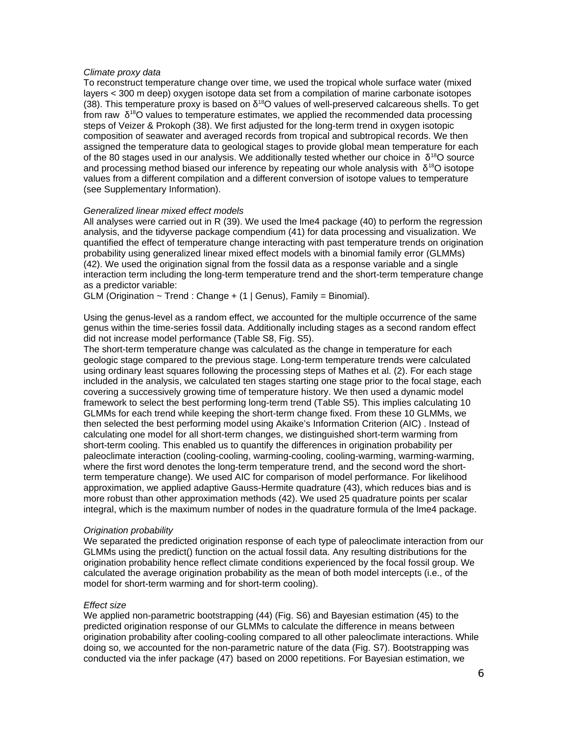*Climate proxy data*

To reconstruct temperature change over time, we used the tropical whole surface water (mixed layers < 300 m deep) oxygen isotope data set from a compilation of marine carbonate isotopes (38). This temperature proxy is based on $\delta^{18}O$ values of well-preserved calcareous shells. To get from raw $\delta^{18}O$ values to temperature estimates, we applied the recommended data processing steps of Veizer & Prokoph (38). We first adjusted for the long-term trend in oxygen isotopic composition of seawater and averaged records from tropical and subtropical records. We then assigned the temperature data to geological stages to provide global mean temperature for each of the 80 stages used in our analysis. We additionally tested whether our choice in $\delta^{18}O$ source and processing method biased our inference by repeating our whole analysis with $\delta^{18}O$ isotope values from a different compilation and a different conversion of isotope values to temperature (see Supplementary Information).

*Generalized linear mixed effect models*

All analyses were carried out in R (39). We used the lme4 package (40) to perform the regression analysis, and the tidyverse package compendium (41) for data processing and visualization. We quantified the effect of temperature change interacting with past temperature trends on origination probability using generalized linear mixed effect models with a binomial family error (GLMMs) (42). We used the origination signal from the fossil data as a response variable and a single interaction term including the long-term temperature trend and the short-term temperature change as a predictor variable:

GLM (Origination ~ Trend : Change + (1 | Genus), Family = Binomial).

Using the genus-level as a random effect, we accounted for the multiple occurrence of the same genus within the time-series fossil data. Additionally including stages as a second random effect did not increase model performance (Table S8, Fig. S5).

The short-term temperature change was calculated as the change in temperature for each geologic stage compared to the previous stage. Long-term temperature trends were calculated using ordinary least squares following the processing steps of Mathes et al. (2). For each stage included in the analysis, we calculated ten stages starting one stage prior to the focal stage, each covering a successively growing time of temperature history. We then used a dynamic model framework to select the best performing long-term trend (Table S5). This implies calculating 10 GLMMs for each trend while keeping the short-term change fixed. From these 10 GLMMs, we then selected the best performing model using Akaike's Information Criterion (AIC) . Instead of calculating one model for all short-term changes, we distinguished short-term warming from short-term cooling. This enabled us to quantify the differences in origination probability per paleoclimate interaction (cooling-cooling, warming-cooling, cooling-warming, warming-warming, where the first word denotes the long-term temperature trend, and the second word the short-term temperature change). We used AIC for comparison of model performance. For likelihood approximation, we applied adaptive Gauss-Hermite quadrature (43), which reduces bias and is more robust than other approximation methods (42). We used 25 quadrature points per scalar integral, which is the maximum number of nodes in the quadrature formula of the lme4 package.

*Origination probability*

We separated the predicted origination response of each type of paleoclimate interaction from our GLMMs using the predict() function on the actual fossil data. Any resulting distributions for the origination probability hence reflect climate conditions experienced by the focal fossil group. We calculated the average origination probability as the mean of both model intercepts (i.e., of the model for short-term warming and for short-term cooling).

*Effect size*

We applied non-parametric bootstrapping (44) (Fig. S6) and Bayesian estimation (45) to the predicted origination response of our GLMMs to calculate the difference in means between origination probability after cooling-cooling compared to all other paleoclimate interactions. While doing so, we accounted for the non-parametric nature of the data (Fig. S7). Bootstrapping was conducted via the infer package (47) based on 2000 repetitions. For Bayesian estimation, we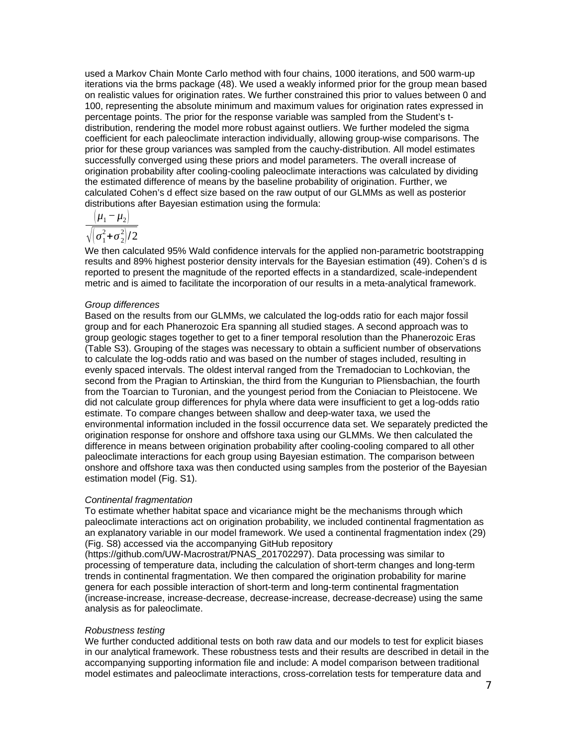used a Markov Chain Monte Carlo method with four chains, 1000 iterations, and 500 warm-up iterations via the brms package (48). We used a weakly informed prior for the group mean based on realistic values for origination rates. We further constrained this prior to values between 0 and 100, representing the absolute minimum and maximum values for origination rates expressed in percentage points. The prior for the response variable was sampled from the Student's t-distribution, rendering the model more robust against outliers. We further modeled the sigma coefficient for each paleoclimate interaction individually, allowing group-wise comparisons. The prior for these group variances was sampled from the cauchy-distribution. All model estimates successfully converged using these priors and model parameters. The overall increase of origination probability after cooling-cooling paleoclimate interactions was calculated by dividing the estimated difference of means by the baseline probability of origination. Further, we calculated Cohen's d effect size based on the raw output of our GLMMs as well as posterior distributions after Bayesian estimation using the formula:

$$\frac{(\mu_1 - \mu_2)}{\sqrt{(\sigma_1^2 + \sigma_2^2)/2}}$$

We then calculated 95% Wald confidence intervals for the applied non-parametric bootstrapping results and 89% highest posterior density intervals for the Bayesian estimation (49). Cohen's d is reported to present the magnitude of the reported effects in a standardized, scale-independent metric and is aimed to facilitate the incorporation of our results in a meta-analytical framework.

*Group differences*

Based on the results from our GLMMs, we calculated the log-odds ratio for each major fossil group and for each Phanerozoic Era spanning all studied stages. A second approach was to group geologic stages together to get to a finer temporal resolution than the Phanerozoic Eras (Table S3). Grouping of the stages was necessary to obtain a sufficient number of observations to calculate the log-odds ratio and was based on the number of stages included, resulting in evenly spaced intervals. The oldest interval ranged from the Tremadocian to Lochkovian, the second from the Pragian to Artinskian, the third from the Kungurian to Pliensbachian, the fourth from the Toarcian to Turonian, and the youngest period from the Coniacian to Pleistocene. We did not calculate group differences for phyla where data were insufficient to get a log-odds ratio estimate. To compare changes between shallow and deep-water taxa, we used the environmental information included in the fossil occurrence data set. We separately predicted the origination response for onshore and offshore taxa using our GLMMs. We then calculated the difference in means between origination probability after cooling-cooling compared to all other paleoclimate interactions for each group using Bayesian estimation. The comparison between onshore and offshore taxa was then conducted using samples from the posterior of the Bayesian estimation model (Fig. S1).

*Continental fragmentation*

To estimate whether habitat space and vicariance might be the mechanisms through which paleoclimate interactions act on origination probability, we included continental fragmentation as an explanatory variable in our model framework. We used a continental fragmentation index (29) (Fig. S8) accessed via the accompanying GitHub repository (https://github.com/UW-Macrostrat/PNAS_201702297). Data processing was similar to processing of temperature data, including the calculation of short-term changes and long-term trends in continental fragmentation. We then compared the origination probability for marine genera for each possible interaction of short-term and long-term continental fragmentation (increase-increase, increase-decrease, decrease-increase, decrease-decrease) using the same analysis as for paleoclimate.

*Robustness testing*

We further conducted additional tests on both raw data and our models to test for explicit biases in our analytical framework. These robustness tests and their results are described in detail in the accompanying supporting information file and include: A model comparison between traditional model estimates and paleoclimate interactions, cross-correlation tests for temperature data and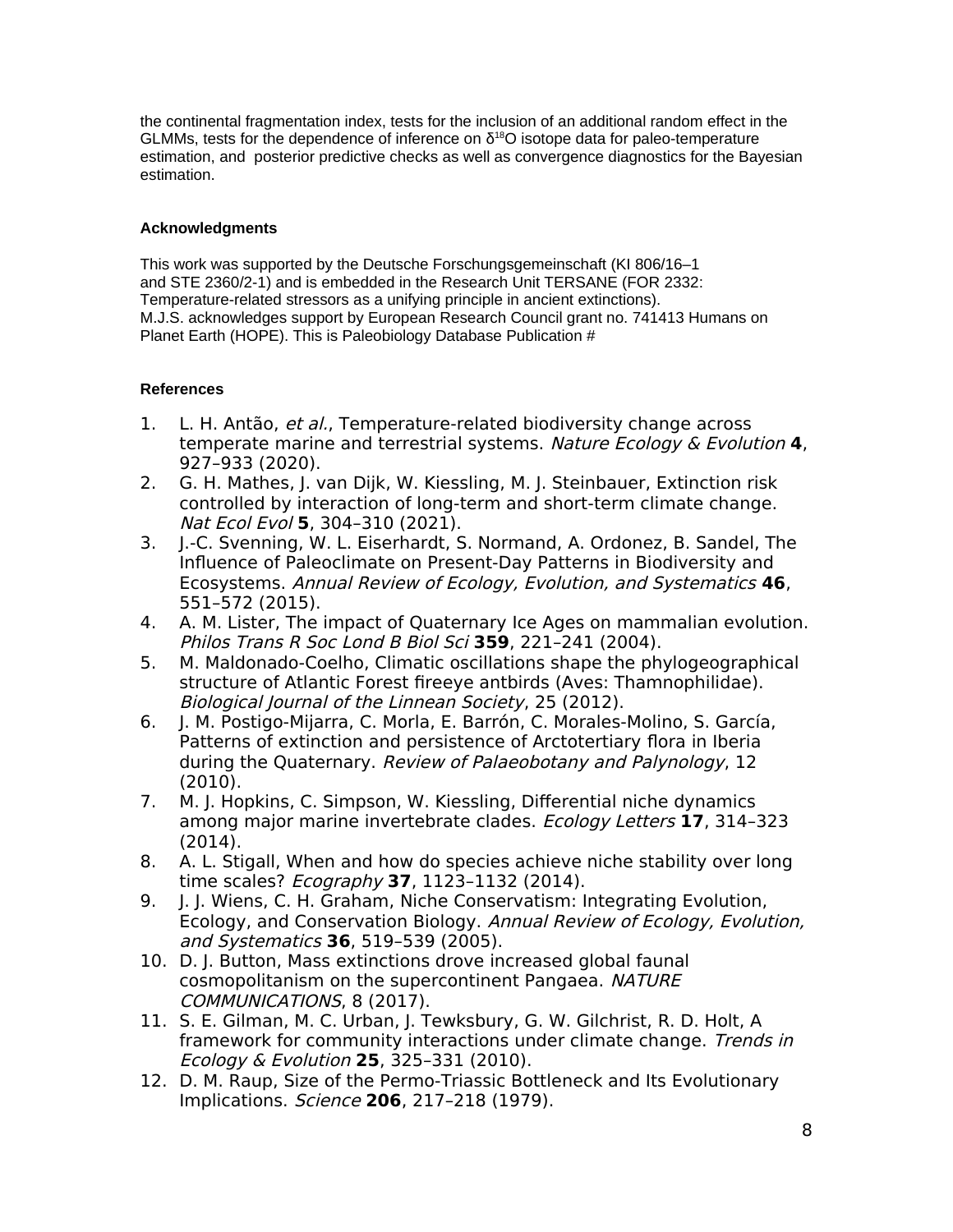the continental fragmentation index, tests for the inclusion of an additional random effect in the GLMMs, tests for the dependence of inference on $\delta^{18}O$ isotope data for paleo-temperature estimation, and posterior predictive checks as well as convergence diagnostics for the Bayesian estimation.

### Acknowledgments

This work was supported by the Deutsche Forschungsgemeinschaft (KI 806/16–1 and STE 2360/2-1) and is embedded in the Research Unit TERSANE (FOR 2332: Temperature-related stressors as a unifying principle in ancient extinctions). M.J.S. acknowledges support by European Research Council grant no. 741413 Humans on Planet Earth (HOPE). This is Paleobiology Database Publication #

### References

1. L. H. Antão, *et al.*, Temperature-related biodiversity change across temperate marine and terrestrial systems. *Nature Ecology & Evolution* **4**, 927–933 (2020).
2. G. H. Mathes, J. van Dijk, W. Kiessling, M. J. Steinbauer, Extinction risk controlled by interaction of long-term and short-term climate change. *Nat Ecol Evol* **5**, 304–310 (2021).
3. J.-C. Svenning, W. L. Eiserhardt, S. Normand, A. Ordonez, B. Sandel, The Influence of Paleoclimate on Present-Day Patterns in Biodiversity and Ecosystems. *Annual Review of Ecology, Evolution, and Systematics* **46**, 551–572 (2015).
4. A. M. Lister, The impact of Quaternary Ice Ages on mammalian evolution. *Philos Trans R Soc Lond B Biol Sci* **359**, 221–241 (2004).
5. M. Maldonado-Coelho, Climatic oscillations shape the phylogeographical structure of Atlantic Forest fireeye antbirds (Aves: Thamnophilidae). *Biological Journal of the Linnean Society*, 25 (2012).
6. J. M. Postigo-Mijarra, C. Morla, E. Barrón, C. Morales-Molino, S. García, Patterns of extinction and persistence of Arctotertiary flora in Iberia during the Quaternary. *Review of Palaeobotany and Palynology*, 12 (2010).
7. M. J. Hopkins, C. Simpson, W. Kiessling, Differential niche dynamics among major marine invertebrate clades. *Ecology Letters* **17**, 314–323 (2014).
8. A. L. Stigall, When and how do species achieve niche stability over long time scales? *Ecography* **37**, 1123–1132 (2014).
9. J. J. Wiens, C. H. Graham, Niche Conservatism: Integrating Evolution, Ecology, and Conservation Biology. *Annual Review of Ecology, Evolution, and Systematics* **36**, 519–539 (2005).
10. D. J. Button, Mass extinctions drove increased global faunal cosmopolitanism on the supercontinent Pangaea. *NATURE COMMUNICATIONS*, 8 (2017).
11. S. E. Gilman, M. C. Urban, J. Tewksbury, G. W. Gilchrist, R. D. Holt, A framework for community interactions under climate change. *Trends in Ecology & Evolution* **25**, 325–331 (2010).
12. D. M. Raup, Size of the Permo-Triassic Bottleneck and Its Evolutionary Implications. *Science* **206**, 217–218 (1979).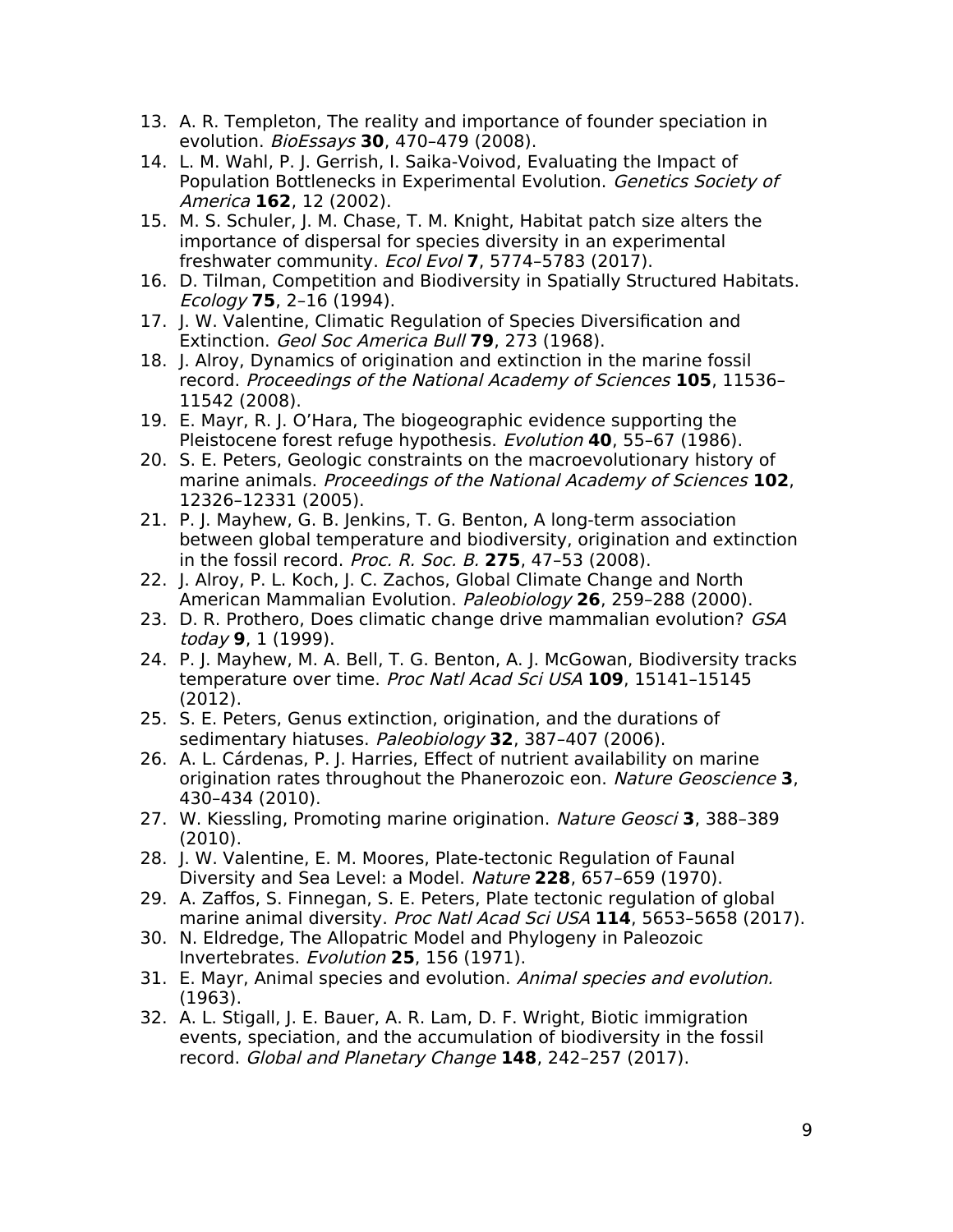13. A. R. Templeton, The reality and importance of founder speciation in evolution. *BioEssays* **30**, 470–479 (2008).
14. L. M. Wahl, P. J. Gerrish, I. Saika-Voivod, Evaluating the Impact of Population Bottlenecks in Experimental Evolution. *Genetics Society of America* **162**, 12 (2002).
15. M. S. Schuler, J. M. Chase, T. M. Knight, Habitat patch size alters the importance of dispersal for species diversity in an experimental freshwater community. *Ecol Evol* **7**, 5774–5783 (2017).
16. D. Tilman, Competition and Biodiversity in Spatially Structured Habitats. *Ecology* **75**, 2–16 (1994).
17. J. W. Valentine, Climatic Regulation of Species Diversification and Extinction. *Geol Soc America Bull* **79**, 273 (1968).
18. J. Alroy, Dynamics of origination and extinction in the marine fossil record. *Proceedings of the National Academy of Sciences* **105**, 11536–11542 (2008).
19. E. Mayr, R. J. O'Hara, The biogeographic evidence supporting the Pleistocene forest refuge hypothesis. *Evolution* **40**, 55–67 (1986).
20. S. E. Peters, Geologic constraints on the macroevolutionary history of marine animals. *Proceedings of the National Academy of Sciences* **102**, 12326–12331 (2005).
21. P. J. Mayhew, G. B. Jenkins, T. G. Benton, A long-term association between global temperature and biodiversity, origination and extinction in the fossil record. *Proc. R. Soc. B.* **275**, 47–53 (2008).
22. J. Alroy, P. L. Koch, J. C. Zachos, Global Climate Change and North American Mammalian Evolution. *Paleobiology* **26**, 259–288 (2000).
23. D. R. Prothero, Does climatic change drive mammalian evolution? *GSA today* **9**, 1 (1999).
24. P. J. Mayhew, M. A. Bell, T. G. Benton, A. J. McGowan, Biodiversity tracks temperature over time. *Proc Natl Acad Sci USA* **109**, 15141–15145 (2012).
25. S. E. Peters, Genus extinction, origination, and the durations of sedimentary hiatuses. *Paleobiology* **32**, 387–407 (2006).
26. A. L. Cárdenas, P. J. Harries, Effect of nutrient availability on marine origination rates throughout the Phanerozoic eon. *Nature Geoscience* **3**, 430–434 (2010).
27. W. Kiessling, Promoting marine origination. *Nature Geosci* **3**, 388–389 (2010).
28. J. W. Valentine, E. M. Moores, Plate-tectonic Regulation of Faunal Diversity and Sea Level: a Model. *Nature* **228**, 657–659 (1970).
29. A. Zaffos, S. Finnegan, S. E. Peters, Plate tectonic regulation of global marine animal diversity. *Proc Natl Acad Sci USA* **114**, 5653–5658 (2017).
30. N. Eldredge, The Allopatric Model and Phylogeny in Paleozoic Invertebrates. *Evolution* **25**, 156 (1971).
31. E. Mayr, Animal species and evolution. *Animal species and evolution.* (1963).
32. A. L. Stigall, J. E. Bauer, A. R. Lam, D. F. Wright, Biotic immigration events, speciation, and the accumulation of biodiversity in the fossil record. *Global and Planetary Change* **148**, 242–257 (2017).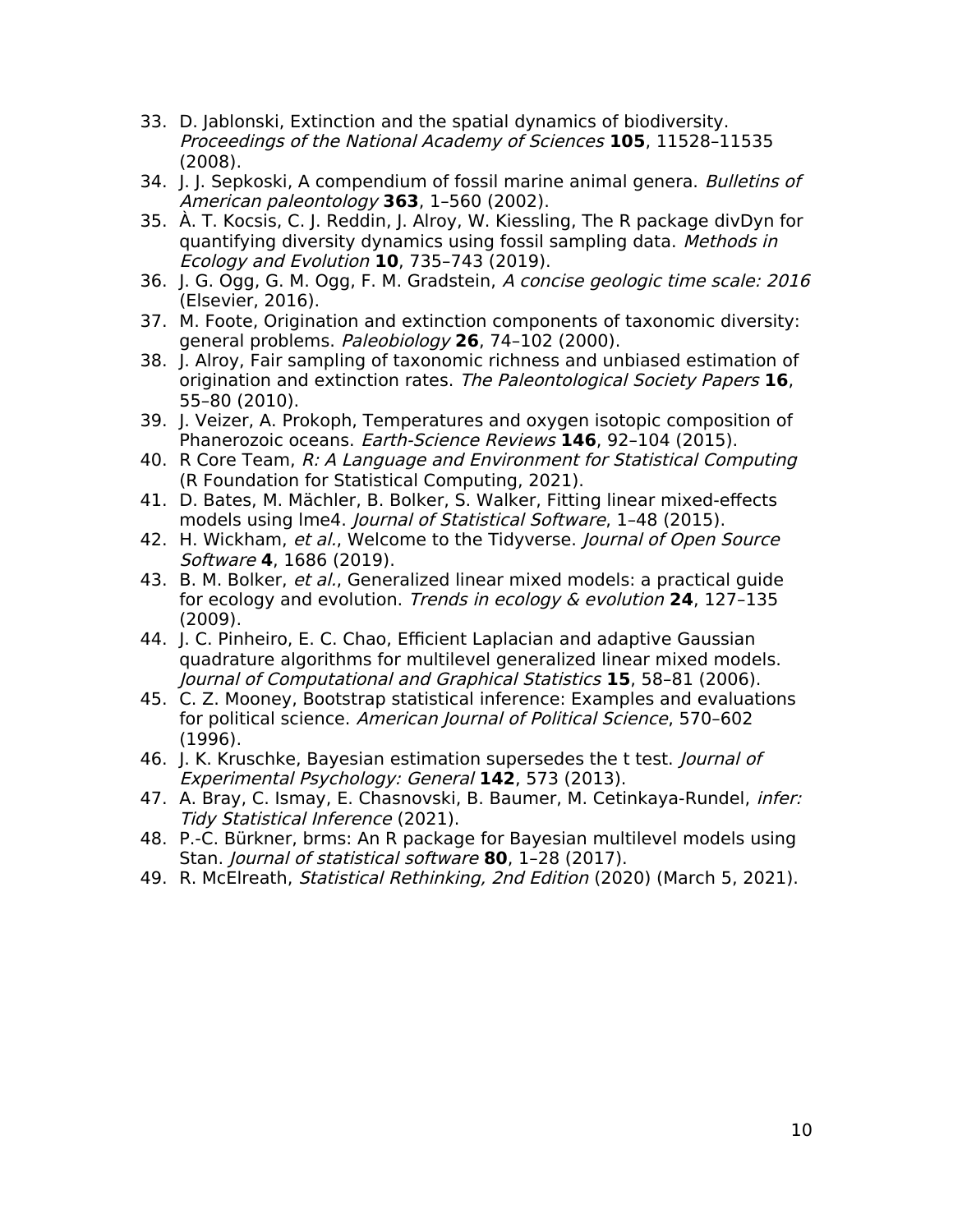33. D. Jablonski, Extinction and the spatial dynamics of biodiversity. *Proceedings of the National Academy of Sciences* **105**, 11528–11535 (2008).
34. J. J. Sepkoski, A compendium of fossil marine animal genera. *Bulletins of American paleontology* **363**, 1–560 (2002).
35. À. T. Kocsis, C. J. Reddin, J. Alroy, W. Kiessling, The R package divDyn for quantifying diversity dynamics using fossil sampling data. *Methods in Ecology and Evolution* **10**, 735–743 (2019).
36. J. G. Ogg, G. M. Ogg, F. M. Gradstein, *A concise geologic time scale: 2016* (Elsevier, 2016).
37. M. Foote, Origination and extinction components of taxonomic diversity: general problems. *Paleobiology* **26**, 74–102 (2000).
38. J. Alroy, Fair sampling of taxonomic richness and unbiased estimation of origination and extinction rates. *The Paleontological Society Papers* **16**, 55–80 (2010).
39. J. Veizer, A. Prokoph, Temperatures and oxygen isotopic composition of Phanerozoic oceans. *Earth-Science Reviews* **146**, 92–104 (2015).
40. R Core Team, *R: A Language and Environment for Statistical Computing* (R Foundation for Statistical Computing, 2021).
41. D. Bates, M. Mächler, B. Bolker, S. Walker, Fitting linear mixed-effects models using lme4. *Journal of Statistical Software*, 1–48 (2015).
42. H. Wickham, *et al.*, Welcome to the Tidyverse. *Journal of Open Source Software* **4**, 1686 (2019).
43. B. M. Bolker, *et al.*, Generalized linear mixed models: a practical guide for ecology and evolution. *Trends in ecology & evolution* **24**, 127–135 (2009).
44. J. C. Pinheiro, E. C. Chao, Efficient Laplacian and adaptive Gaussian quadrature algorithms for multilevel generalized linear mixed models. *Journal of Computational and Graphical Statistics* **15**, 58–81 (2006).
45. C. Z. Mooney, Bootstrap statistical inference: Examples and evaluations for political science. *American Journal of Political Science*, 570–602 (1996).
46. J. K. Kruschke, Bayesian estimation supersedes the t test. *Journal of Experimental Psychology: General* **142**, 573 (2013).
47. A. Bray, C. Ismay, E. Chasnovski, B. Baumer, M. Cetinkaya-Rundel, *infer: Tidy Statistical Inference* (2021).
48. P.-C. Bürkner, brms: An R package for Bayesian multilevel models using Stan. *Journal of statistical software* **80**, 1–28 (2017).
49. R. McElreath, *Statistical Rethinking, 2nd Edition* (2020) (March 5, 2021).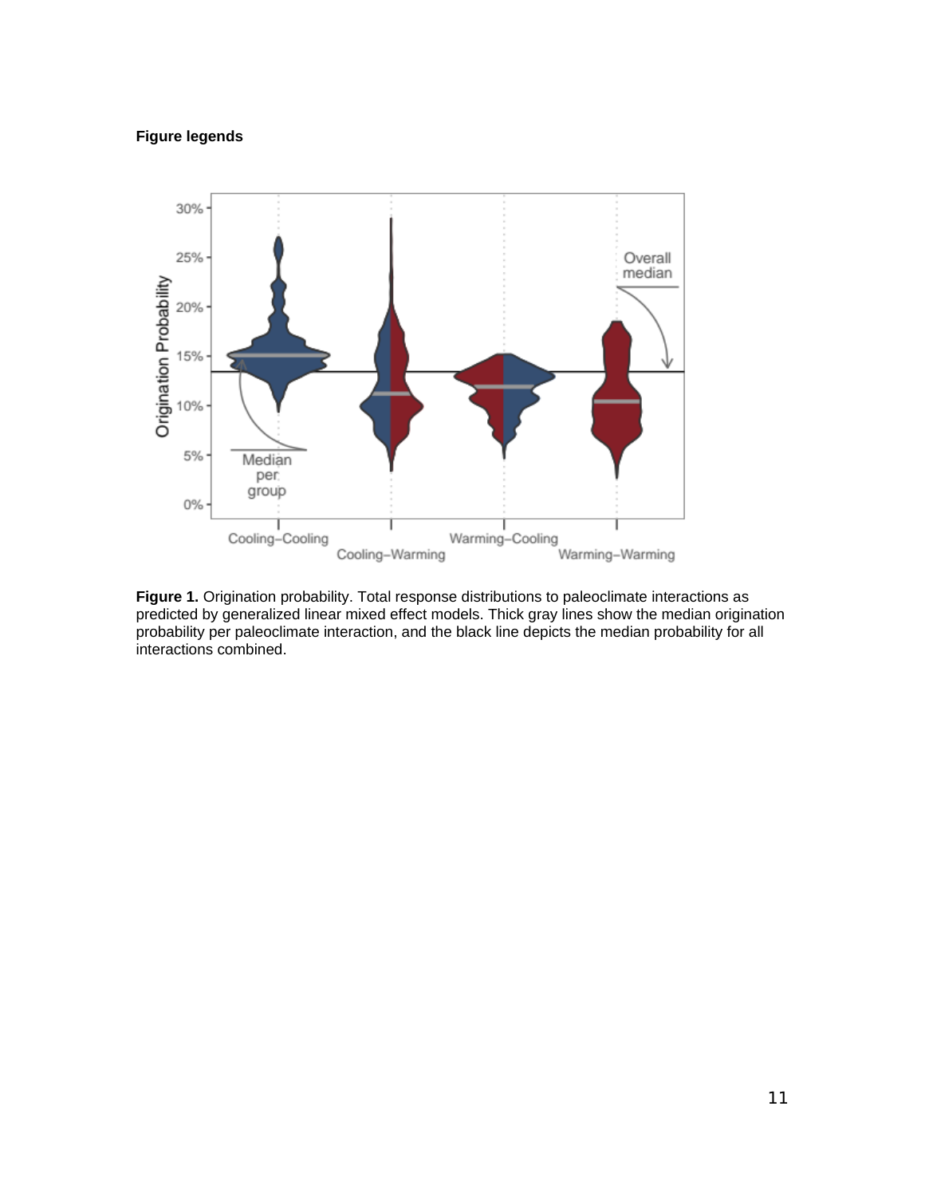**Figure legends**

Origination Probability

30%
25%
20%
15%
10%
5%
0%

Overall median

Median per group

Cooling–Cooling
Cooling–Warming
Warming–Cooling
Warming–Warming

**Figure 1.** Origination probability. Total response distributions to paleoclimate interactions as predicted by generalized linear mixed effect models. Thick gray lines show the median origination probability per paleoclimate interaction, and the black line depicts the median probability for all interactions combined.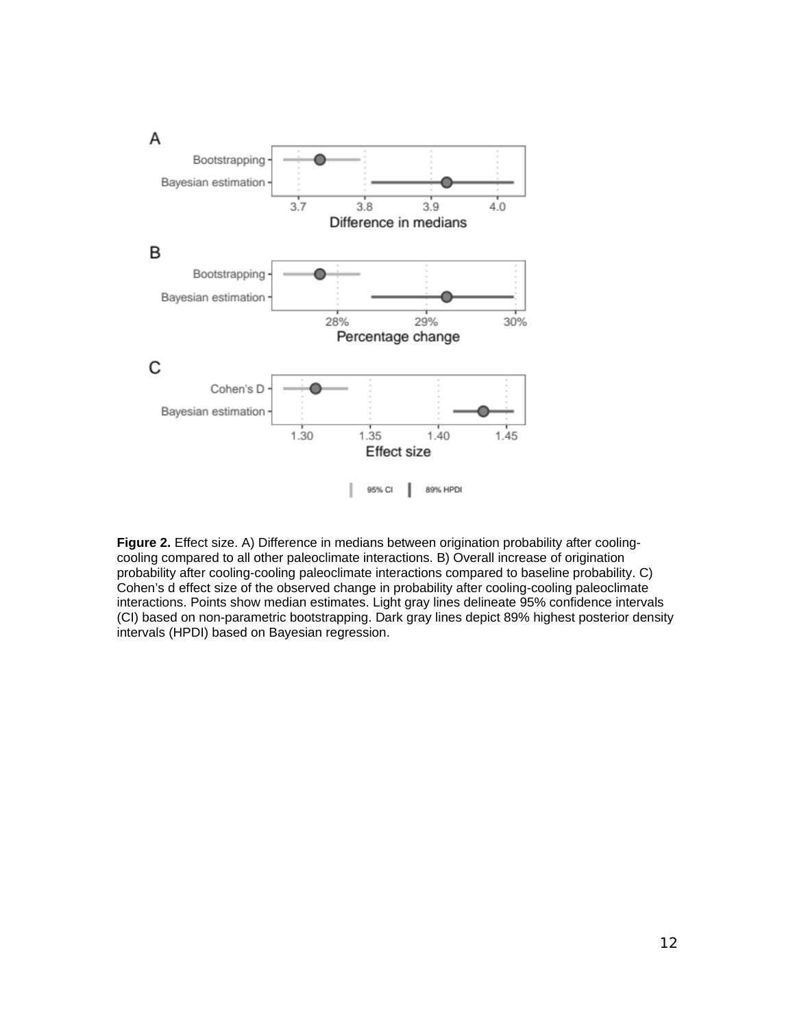A

Bootstrapping

Bayesian estimation

3.7 3.8 3.9 4.0

Difference in medians

B

Bootstrapping

Bayesian estimation

28% 29% 30%

Percentage change

C

Cohen's D

Bayesian estimation

1.30 1.35 1.40 1.45

Effect size

95% CI 89% HPDI

**Figure 2.** Effect size. A) Difference in medians between origination probability after cooling-cooling compared to all other paleoclimate interactions. B) Overall increase of origination probability after cooling-cooling paleoclimate interactions compared to baseline probability. C) Cohen's d effect size of the observed change in probability after cooling-cooling paleoclimate interactions. Points show median estimates. Light gray lines delineate 95% confidence intervals (CI) based on non-parametric bootstrapping. Dark gray lines depict 89% highest posterior density intervals (HPDI) based on Bayesian regression.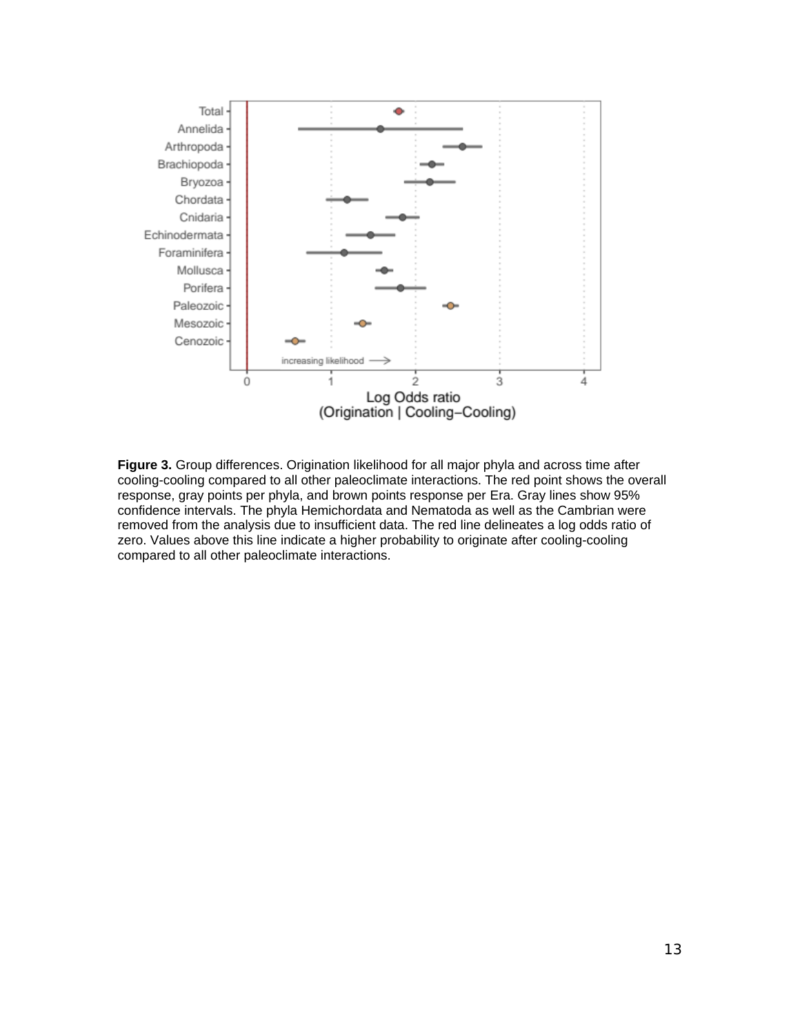Total
Annelida
Arthropoda
Brachiopoda
Bryozoa
Chordata
Cnidaria
Echinodermata
Foraminifera
Mollusca
Porifera
Paleozoic
Mesozoic
Cenozoic

increasing likelihood

0 1 2 3 4

Log Odds ratio
(Origination | Cooling−Cooling)

**Figure 3.** Group differences. Origination likelihood for all major phyla and across time after cooling-cooling compared to all other paleoclimate interactions. The red point shows the overall response, gray points per phyla, and brown points response per Era. Gray lines show 95% confidence intervals. The phyla Hemichordata and Nematoda as well as the Cambrian were removed from the analysis due to insufficient data. The red line delineates a log odds ratio of zero. Values above this line indicate a higher probability to originate after cooling-cooling compared to all other paleoclimate interactions.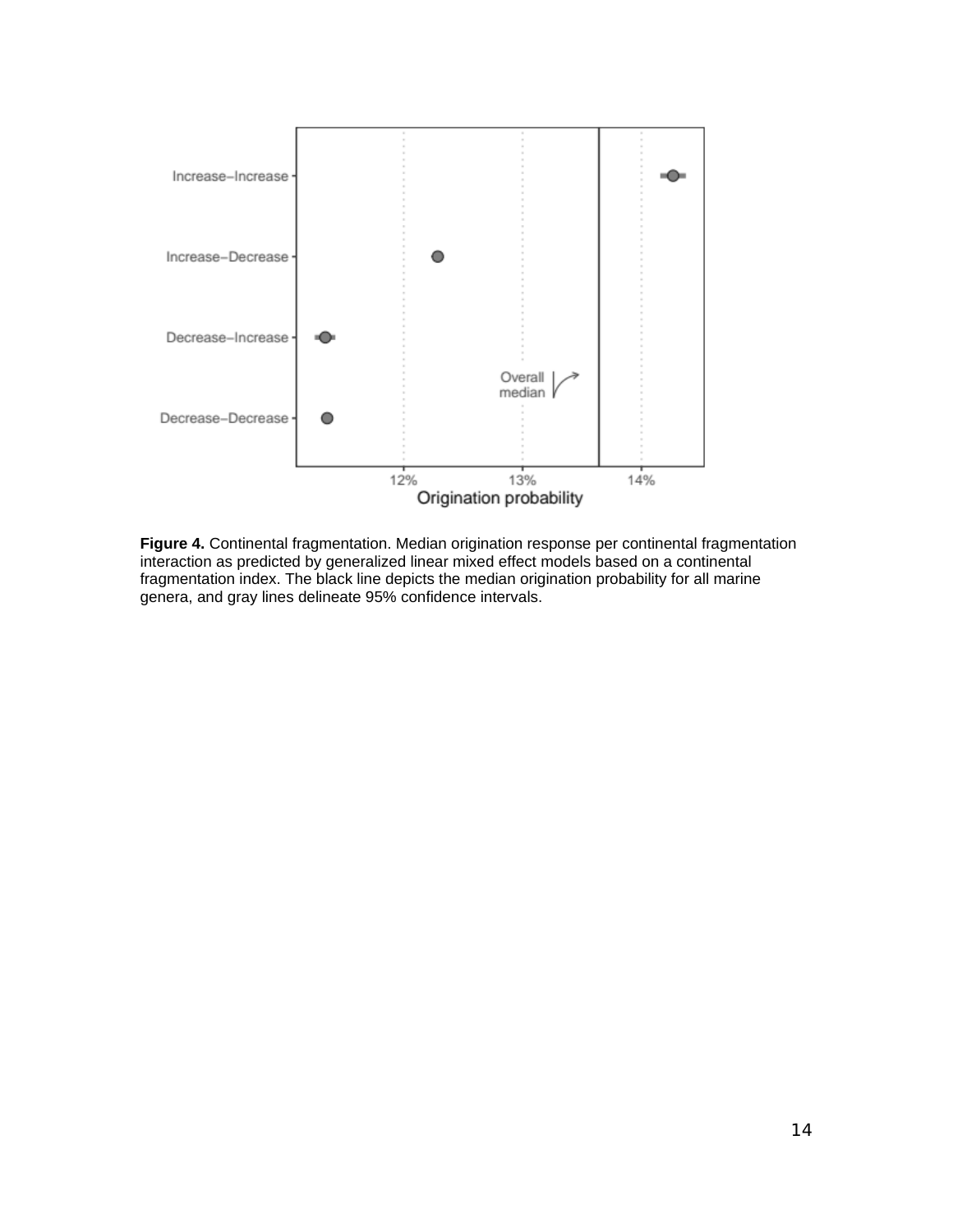Increase–Increase

Increase–Decrease

Decrease–Increase

Decrease–Decrease

Overall median

12%

13%

14%

Origination probability

**Figure 4.** Continental fragmentation. Median origination response per continental fragmentation interaction as predicted by generalized linear mixed effect models based on a continental fragmentation index. The black line depicts the median origination probability for all marine genera, and gray lines delineate 95% confidence intervals.